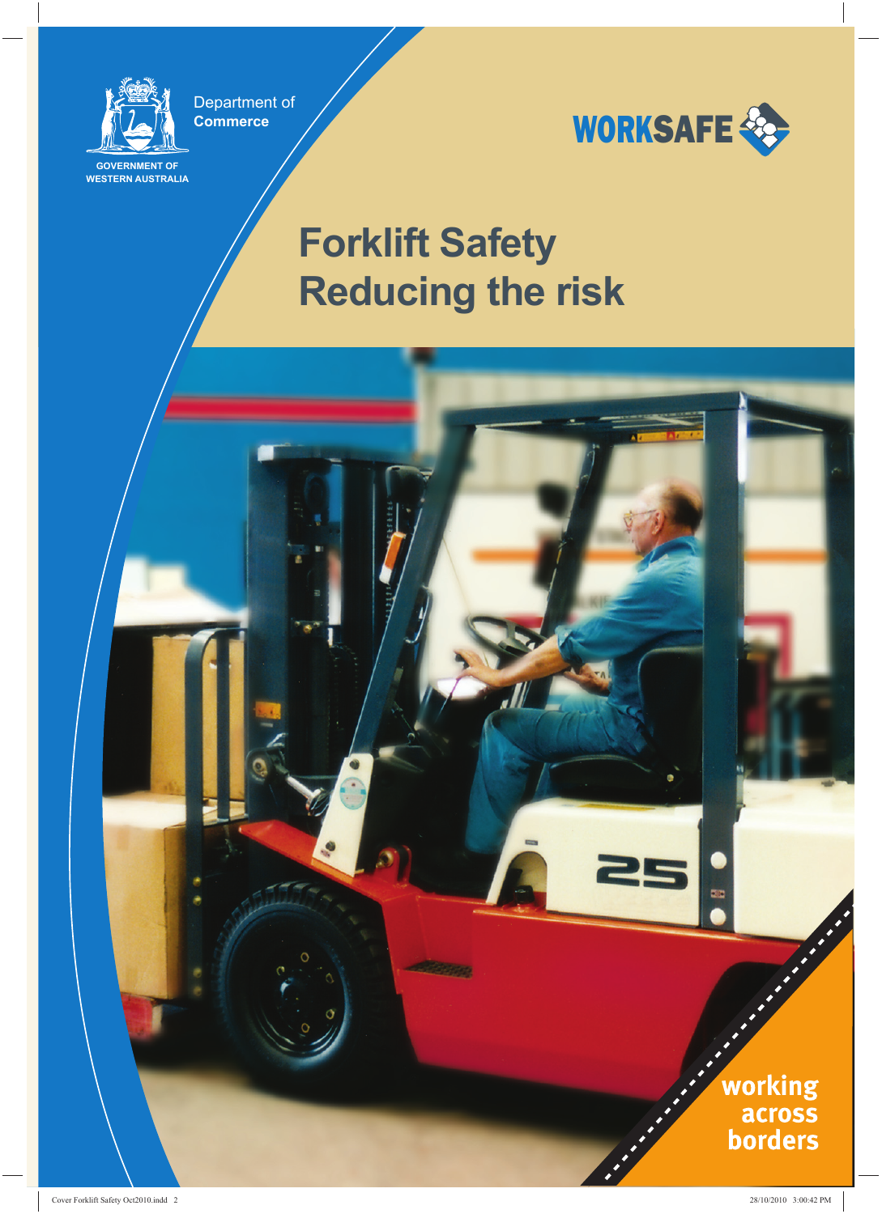Department of **Commerce**

GOVERNMENT OF WESTERN AUSTRALIA

WORKSAFE

# Forklift Safety Reducing the risk

working across borders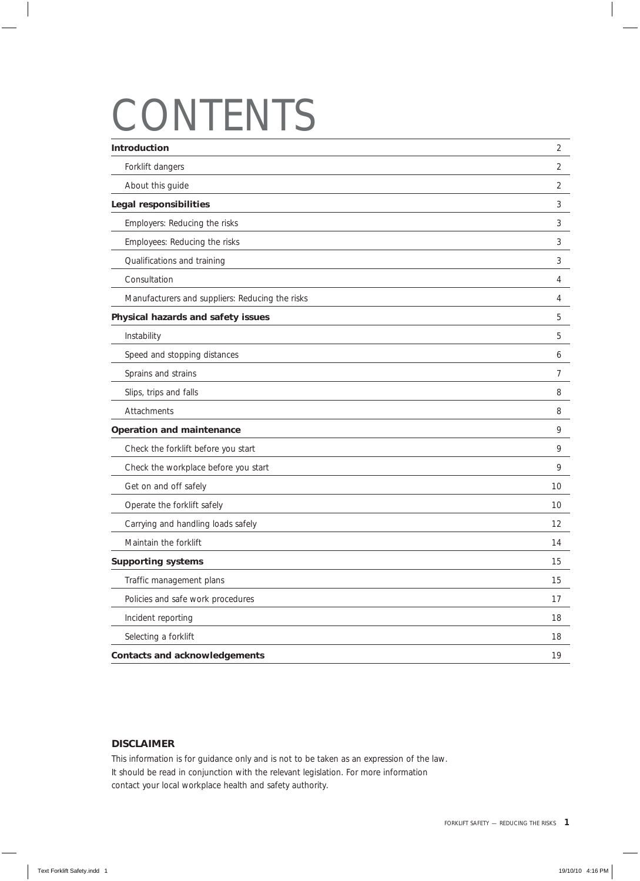# CONTENTS

| | |
|---|---|
| **Introduction** | 2 |
| Forklift dangers | 2 |
| About this guide | 2 |
| **Legal responsibilities** | 3 |
| Employers: Reducing the risks | 3 |
| Employees: Reducing the risks | 3 |
| Qualifications and training | 3 |
| Consultation | 4 |
| Manufacturers and suppliers: Reducing the risks | 4 |
| **Physical hazards and safety issues** | 5 |
| Instability | 5 |
| Speed and stopping distances | 6 |
| Sprains and strains | 7 |
| Slips, trips and falls | 8 |
| Attachments | 8 |
| **Operation and maintenance** | 9 |
| Check the forklift before you start | 9 |
| Check the workplace before you start | 9 |
| Get on and off safely | 10 |
| Operate the forklift safely | 10 |
| Carrying and handling loads safely | 12 |
| Maintain the forklift | 14 |
| **Supporting systems** | 15 |
| Traffic management plans | 15 |
| Policies and safe work procedures | 17 |
| Incident reporting | 18 |
| Selecting a forklift | 18 |
| **Contacts and acknowledgements** | 19 |

**DISCLAIMER**

This information is for guidance only and is not to be taken as an expression of the law. It should be read in conjunction with the relevant legislation. For more information contact your local workplace health and safety authority.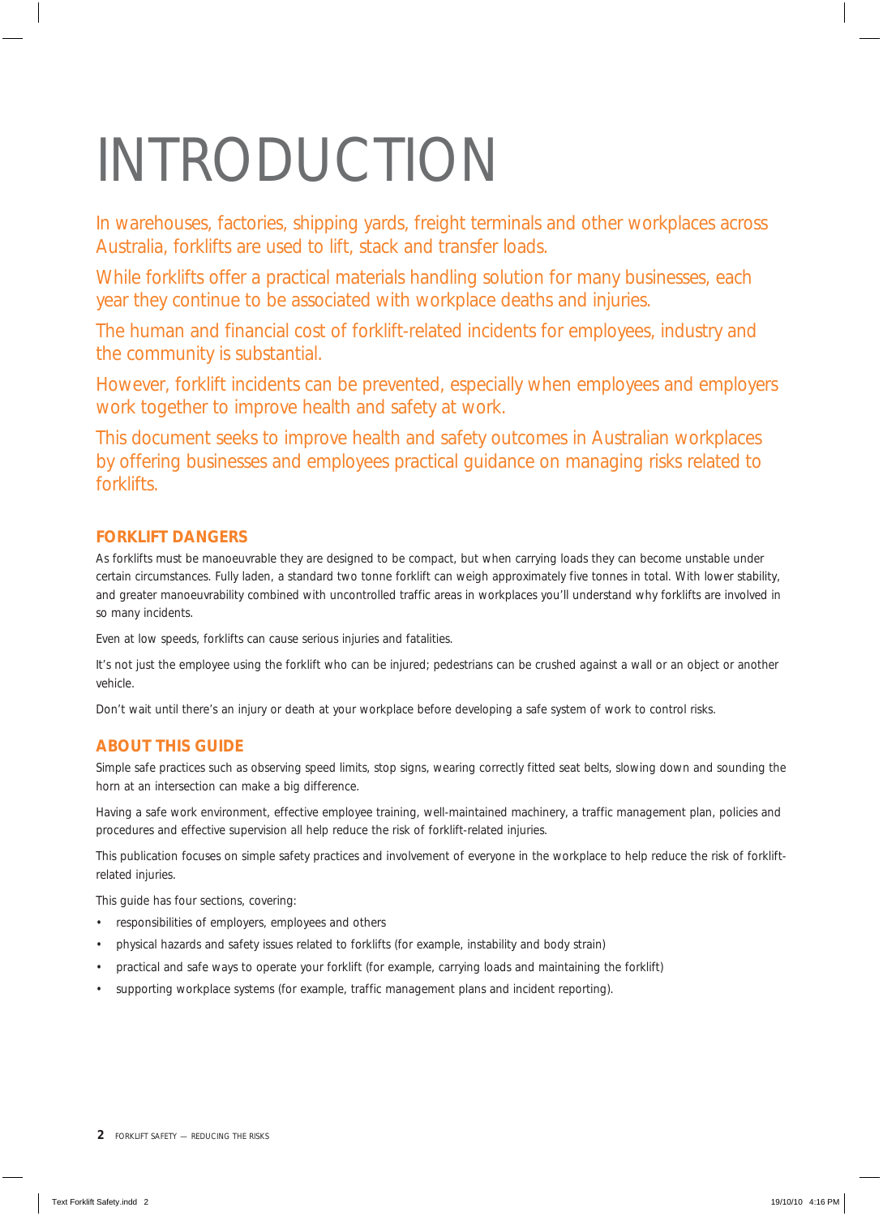# INTRODUCTION

In warehouses, factories, shipping yards, freight terminals and other workplaces across Australia, forklifts are used to lift, stack and transfer loads.

While forklifts offer a practical materials handling solution for many businesses, each year they continue to be associated with workplace deaths and injuries.

The human and financial cost of forklift-related incidents for employees, industry and the community is substantial.

However, forklift incidents can be prevented, especially when employees and employers work together to improve health and safety at work.

This document seeks to improve health and safety outcomes in Australian workplaces by offering businesses and employees practical guidance on managing risks related to forklifts.

## FORKLIFT DANGERS

As forklifts must be manoeuvrable they are designed to be compact, but when carrying loads they can become unstable under certain circumstances. Fully laden, a standard two tonne forklift can weigh approximately five tonnes in total. With lower stability, and greater manoeuvrability combined with uncontrolled traffic areas in workplaces you'll understand why forklifts are involved in so many incidents.

Even at low speeds, forklifts can cause serious injuries and fatalities.

It's not just the employee using the forklift who can be injured; pedestrians can be crushed against a wall or an object or another vehicle.

Don't wait until there's an injury or death at your workplace before developing a safe system of work to control risks.

## ABOUT THIS GUIDE

Simple safe practices such as observing speed limits, stop signs, wearing correctly fitted seat belts, slowing down and sounding the horn at an intersection can make a big difference.

Having a safe work environment, effective employee training, well-maintained machinery, a traffic management plan, policies and procedures and effective supervision all help reduce the risk of forklift-related injuries.

This publication focuses on simple safety practices and involvement of everyone in the workplace to help reduce the risk of forklift-related injuries.

This guide has four sections, covering:

- responsibilities of employers, employees and others
- physical hazards and safety issues related to forklifts (for example, instability and body strain)
- practical and safe ways to operate your forklift (for example, carrying loads and maintaining the forklift)
- supporting workplace systems (for example, traffic management plans and incident reporting).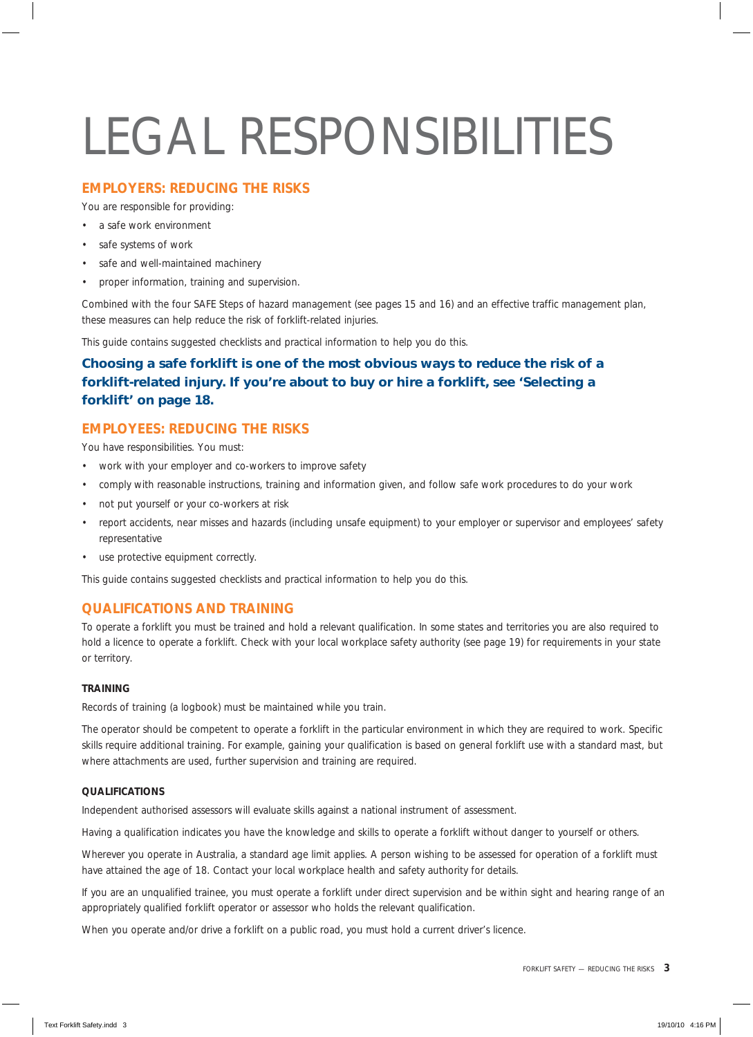# LEGAL RESPONSIBILITIES

## EMPLOYERS: REDUCING THE RISKS

You are responsible for providing:

- a safe work environment
- safe systems of work
- safe and well-maintained machinery
- proper information, training and supervision.

Combined with the four SAFE Steps of hazard management (see pages 15 and 16) and an effective traffic management plan, these measures can help reduce the risk of forklift-related injuries.

This guide contains suggested checklists and practical information to help you do this.

**Choosing a safe forklift is one of the most obvious ways to reduce the risk of a forklift-related injury. If you're about to buy or hire a forklift, see 'Selecting a forklift' on page 18.**

## EMPLOYEES: REDUCING THE RISKS

You have responsibilities. You must:

- work with your employer and co-workers to improve safety
- comply with reasonable instructions, training and information given, and follow safe work procedures to do your work
- not put yourself or your co-workers at risk
- report accidents, near misses and hazards (including unsafe equipment) to your employer or supervisor and employees' safety representative
- use protective equipment correctly.

This guide contains suggested checklists and practical information to help you do this.

## QUALIFICATIONS AND TRAINING

To operate a forklift you must be trained and hold a relevant qualification. In some states and territories you are also required to hold a licence to operate a forklift. Check with your local workplace safety authority (see page 19) for requirements in your state or territory.

### TRAINING

Records of training (a logbook) must be maintained while you train.

The operator should be competent to operate a forklift in the particular environment in which they are required to work. Specific skills require additional training. For example, gaining your qualification is based on general forklift use with a standard mast, but where attachments are used, further supervision and training are required.

### QUALIFICATIONS

Independent authorised assessors will evaluate skills against a national instrument of assessment.

Having a qualification indicates you have the knowledge and skills to operate a forklift without danger to yourself or others.

Wherever you operate in Australia, a standard age limit applies. A person wishing to be assessed for operation of a forklift must have attained the age of 18. Contact your local workplace health and safety authority for details.

If you are an unqualified trainee, you must operate a forklift under direct supervision and be within sight and hearing range of an appropriately qualified forklift operator or assessor who holds the relevant qualification.

When you operate and/or drive a forklift on a public road, you must hold a current driver's licence.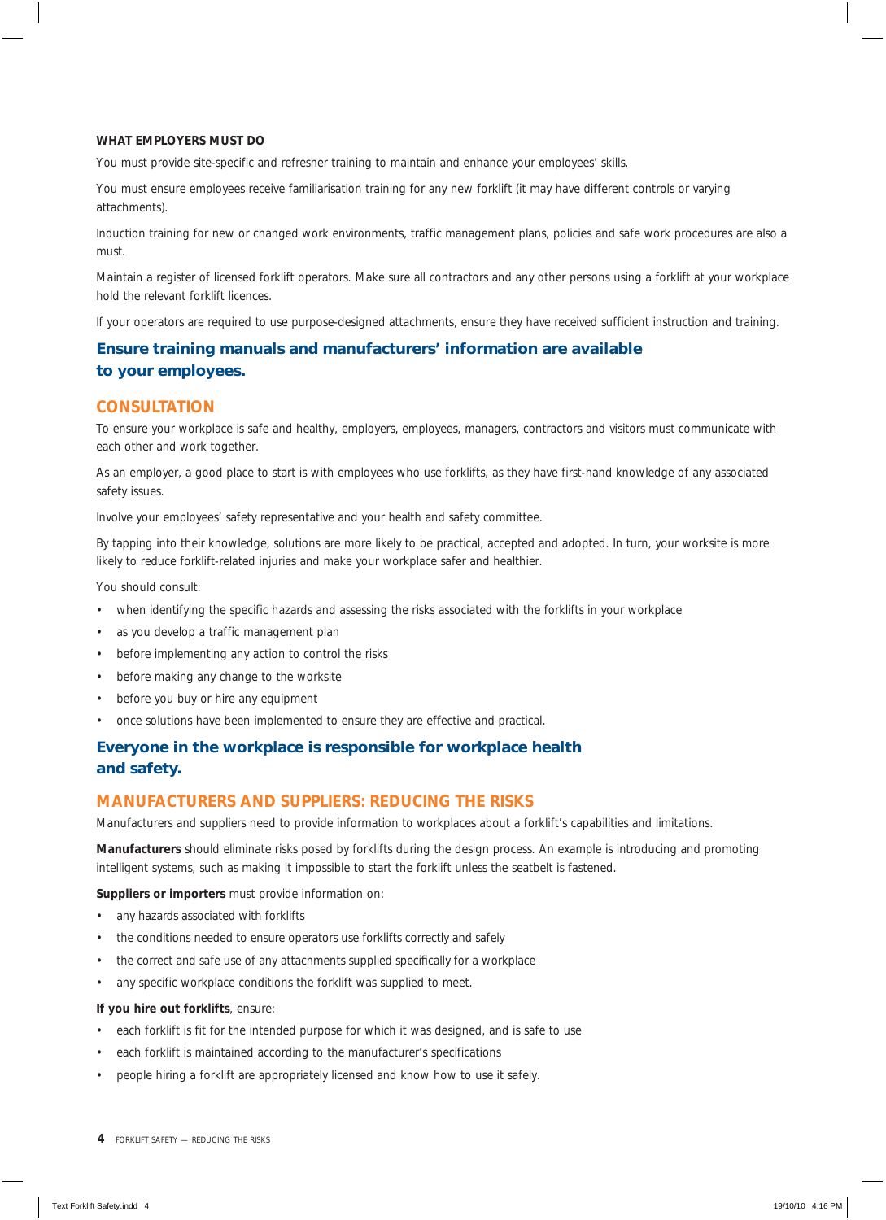**WHAT EMPLOYERS MUST DO**

You must provide site-specific and refresher training to maintain and enhance your employees' skills.

You must ensure employees receive familiarisation training for any new forklift (it may have different controls or varying attachments).

Induction training for new or changed work environments, traffic management plans, policies and safe work procedures are also a must.

Maintain a register of licensed forklift operators. Make sure all contractors and any other persons using a forklift at your workplace hold the relevant forklift licences.

If your operators are required to use purpose-designed attachments, ensure they have received sufficient instruction and training.

**Ensure training manuals and manufacturers' information are available to your employees.**

## CONSULTATION

To ensure your workplace is safe and healthy, employers, employees, managers, contractors and visitors must communicate with each other and work together.

As an employer, a good place to start is with employees who use forklifts, as they have first-hand knowledge of any associated safety issues.

Involve your employees' safety representative and your health and safety committee.

By tapping into their knowledge, solutions are more likely to be practical, accepted and adopted. In turn, your worksite is more likely to reduce forklift-related injuries and make your workplace safer and healthier.

You should consult:

- when identifying the specific hazards and assessing the risks associated with the forklifts in your workplace
- as you develop a traffic management plan
- before implementing any action to control the risks
- before making any change to the worksite
- before you buy or hire any equipment
- once solutions have been implemented to ensure they are effective and practical.

**Everyone in the workplace is responsible for workplace health and safety.**

## MANUFACTURERS AND SUPPLIERS: REDUCING THE RISKS

Manufacturers and suppliers need to provide information to workplaces about a forklift's capabilities and limitations.

**Manufacturers** should eliminate risks posed by forklifts during the design process. An example is introducing and promoting intelligent systems, such as making it impossible to start the forklift unless the seatbelt is fastened.

**Suppliers or importers** must provide information on:

- any hazards associated with forklifts
- the conditions needed to ensure operators use forklifts correctly and safely
- the correct and safe use of any attachments supplied specifically for a workplace
- any specific workplace conditions the forklift was supplied to meet.

**If you hire out forklifts**, ensure:

- each forklift is fit for the intended purpose for which it was designed, and is safe to use
- each forklift is maintained according to the manufacturer's specifications
- people hiring a forklift are appropriately licensed and know how to use it safely.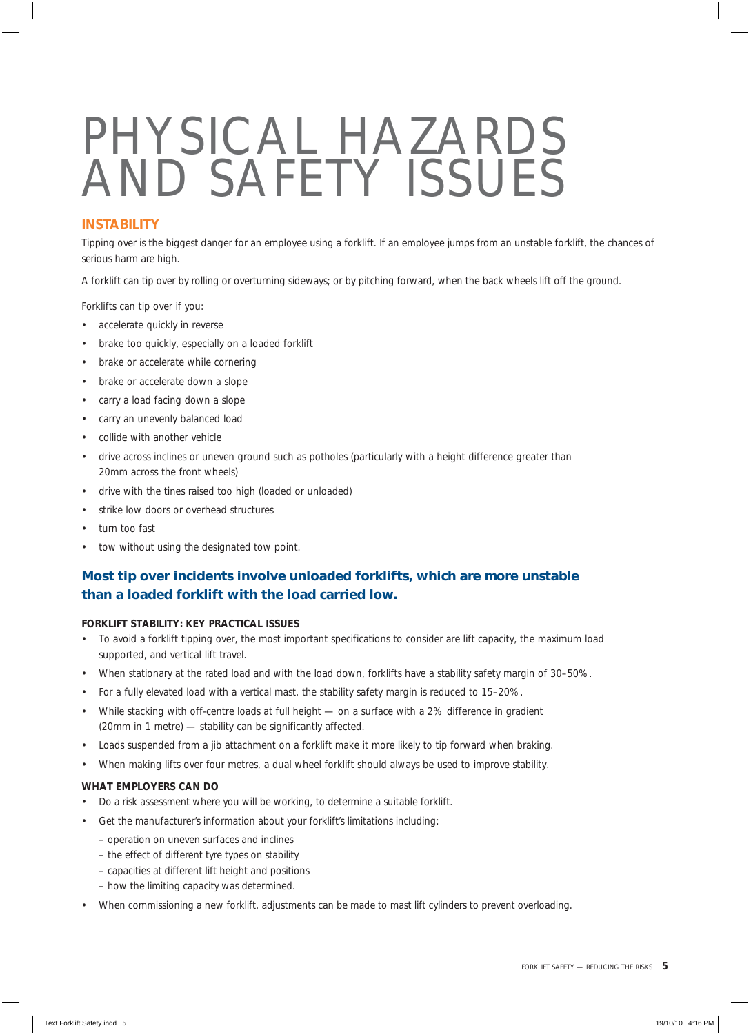# PHYSICAL HAZARDS AND SAFETY ISSUES

## INSTABILITY

Tipping over is the biggest danger for an employee using a forklift. If an employee jumps from an unstable forklift, the chances of serious harm are high.

A forklift can tip over by rolling or overturning sideways; or by pitching forward, when the back wheels lift off the ground.

Forklifts can tip over if you:

- accelerate quickly in reverse
- brake too quickly, especially on a loaded forklift
- brake or accelerate while cornering
- brake or accelerate down a slope
- carry a load facing down a slope
- carry an unevenly balanced load
- collide with another vehicle
- drive across inclines or uneven ground such as potholes (particularly with a height difference greater than 20mm across the front wheels)
- drive with the tines raised too high (loaded or unloaded)
- strike low doors or overhead structures
- turn too fast
- tow without using the designated tow point.

**Most tip over incidents involve unloaded forklifts, which are more unstable than a loaded forklift with the load carried low.**

### FORKLIFT STABILITY: KEY PRACTICAL ISSUES

- To avoid a forklift tipping over, the most important specifications to consider are lift capacity, the maximum load supported, and vertical lift travel.
- When stationary at the rated load and with the load down, forklifts have a stability safety margin of 30–50%.
- For a fully elevated load with a vertical mast, the stability safety margin is reduced to 15–20%.
- While stacking with off-centre loads at full height — on a surface with a 2% difference in gradient (20mm in 1 metre) — stability can be significantly affected.
- Loads suspended from a jib attachment on a forklift make it more likely to tip forward when braking.
- When making lifts over four metres, a dual wheel forklift should always be used to improve stability.

### WHAT EMPLOYERS CAN DO

- Do a risk assessment where you will be working, to determine a suitable forklift.
- Get the manufacturer's information about your forklift's limitations including:
  - operation on uneven surfaces and inclines
  - the effect of different tyre types on stability
  - capacities at different lift height and positions
  - how the limiting capacity was determined.
- When commissioning a new forklift, adjustments can be made to mast lift cylinders to prevent overloading.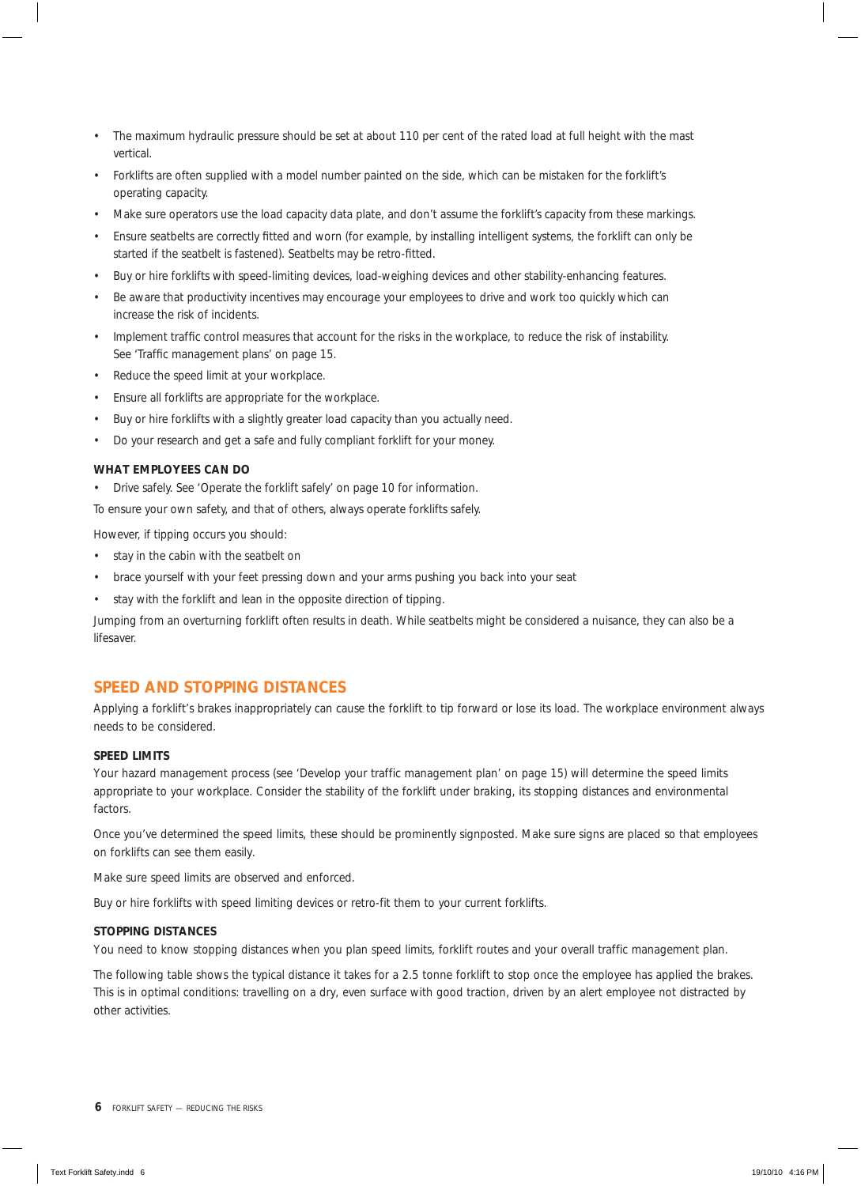- The maximum hydraulic pressure should be set at about 110 per cent of the rated load at full height with the mast vertical.
- Forklifts are often supplied with a model number painted on the side, which can be mistaken for the forklift's operating capacity.
- Make sure operators use the load capacity data plate, and don't assume the forklift's capacity from these markings.
- Ensure seatbelts are correctly fitted and worn (for example, by installing intelligent systems, the forklift can only be started if the seatbelt is fastened). Seatbelts may be retro-fitted.
- Buy or hire forklifts with speed-limiting devices, load-weighing devices and other stability-enhancing features.
- Be aware that productivity incentives may encourage your employees to drive and work too quickly which can increase the risk of incidents.
- Implement traffic control measures that account for the risks in the workplace, to reduce the risk of instability. See 'Traffic management plans' on page 15.
- Reduce the speed limit at your workplace.
- Ensure all forklifts are appropriate for the workplace.
- Buy or hire forklifts with a slightly greater load capacity than you actually need.
- Do your research and get a safe and fully compliant forklift for your money.

#### WHAT EMPLOYEES CAN DO

- Drive safely. See 'Operate the forklift safely' on page 10 for information.

To ensure your own safety, and that of others, always operate forklifts safely.

However, if tipping occurs you should:

- stay in the cabin with the seatbelt on
- brace yourself with your feet pressing down and your arms pushing you back into your seat
- stay with the forklift and lean in the opposite direction of tipping.

Jumping from an overturning forklift often results in death. While seatbelts might be considered a nuisance, they can also be a lifesaver.

## SPEED AND STOPPING DISTANCES

Applying a forklift's brakes inappropriately can cause the forklift to tip forward or lose its load. The workplace environment always needs to be considered.

#### SPEED LIMITS

Your hazard management process (see 'Develop your traffic management plan' on page 15) will determine the speed limits appropriate to your workplace. Consider the stability of the forklift under braking, its stopping distances and environmental factors.

Once you've determined the speed limits, these should be prominently signposted. Make sure signs are placed so that employees on forklifts can see them easily.

Make sure speed limits are observed and enforced.

Buy or hire forklifts with speed limiting devices or retro-fit them to your current forklifts.

#### STOPPING DISTANCES

You need to know stopping distances when you plan speed limits, forklift routes and your overall traffic management plan.

The following table shows the typical distance it takes for a 2.5 tonne forklift to stop once the employee has applied the brakes. This is in optimal conditions: travelling on a dry, even surface with good traction, driven by an alert employee not distracted by other activities.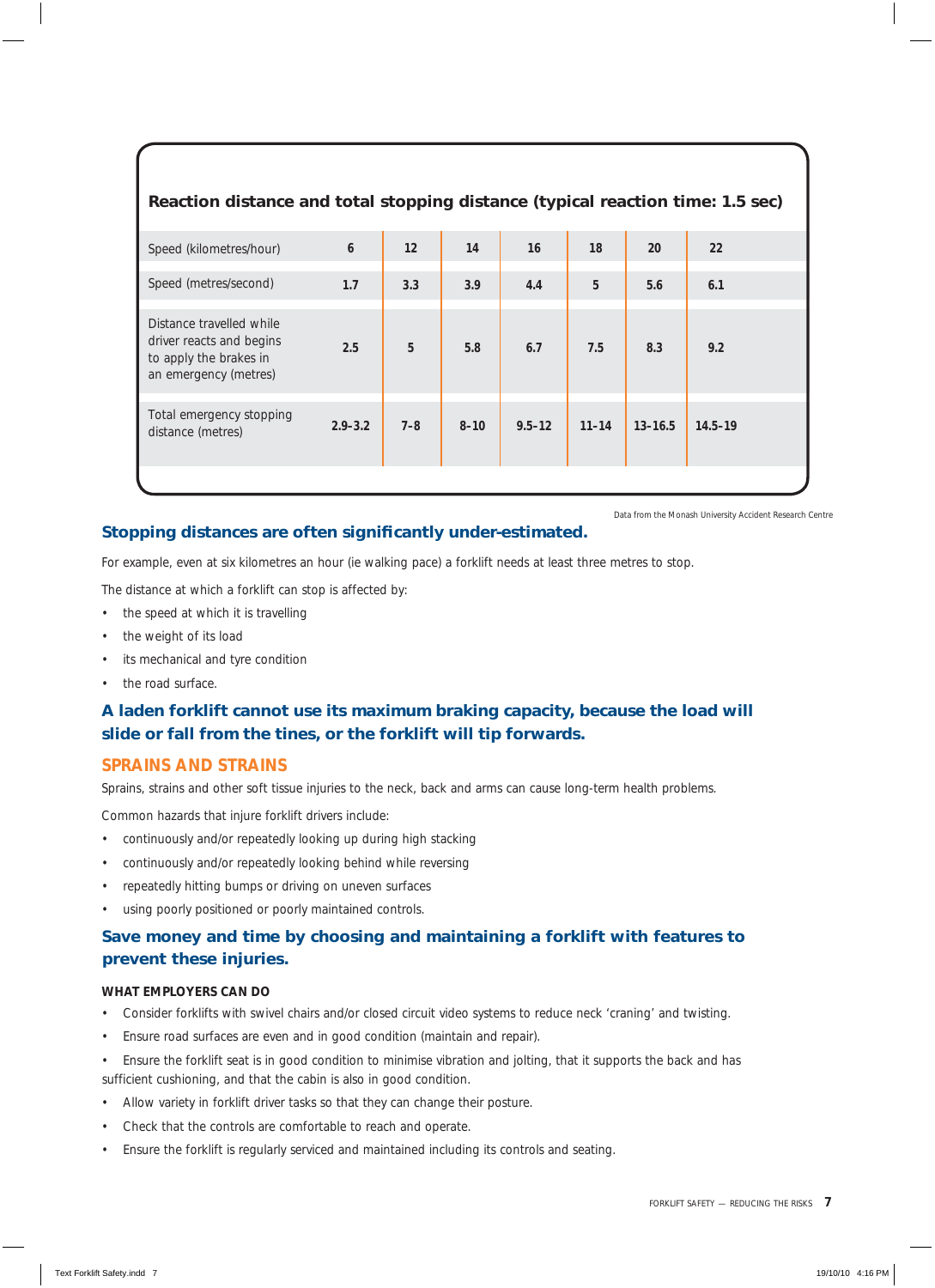**Reaction distance and total stopping distance (typical reaction time: 1.5 sec)**

| Speed (kilometres/hour) | 6 | 12 | 14 | 16 | 18 | 20 | 22 |
|---|---|---|---|---|---|---|---|
| Speed (metres/second) | 1.7 | 3.3 | 3.9 | 4.4 | 5 | 5.6 | 6.1 |
| Distance travelled while driver reacts and begins to apply the brakes in an emergency (metres) | 2.5 | 5 | 5.8 | 6.7 | 7.5 | 8.3 | 9.2 |
| Total emergency stopping distance (metres) | 2.9-3.2 | 7-8 | 8-10 | 9.5-12 | 11-14 | 13-16.5 | 14.5-19 |

Data from the Monash University Accident Research Centre

**Stopping distances are often significantly under-estimated.**

For example, even at six kilometres an hour (ie walking pace) a forklift needs at least three metres to stop.

The distance at which a forklift can stop is affected by:

- the speed at which it is travelling
- the weight of its load
- its mechanical and tyre condition
- the road surface.

**A laden forklift cannot use its maximum braking capacity, because the load will slide or fall from the tines, or the forklift will tip forwards.**

## SPRAINS AND STRAINS

Sprains, strains and other soft tissue injuries to the neck, back and arms can cause long-term health problems.

Common hazards that injure forklift drivers include:

- continuously and/or repeatedly looking up during high stacking
- continuously and/or repeatedly looking behind while reversing
- repeatedly hitting bumps or driving on uneven surfaces
- using poorly positioned or poorly maintained controls.

**Save money and time by choosing and maintaining a forklift with features to prevent these injuries.**

### WHAT EMPLOYERS CAN DO

- Consider forklifts with swivel chairs and/or closed circuit video systems to reduce neck 'craning' and twisting.
- Ensure road surfaces are even and in good condition (maintain and repair).
- Ensure the forklift seat is in good condition to minimise vibration and jolting, that it supports the back and has sufficient cushioning, and that the cabin is also in good condition.
- Allow variety in forklift driver tasks so that they can change their posture.
- Check that the controls are comfortable to reach and operate.
- Ensure the forklift is regularly serviced and maintained including its controls and seating.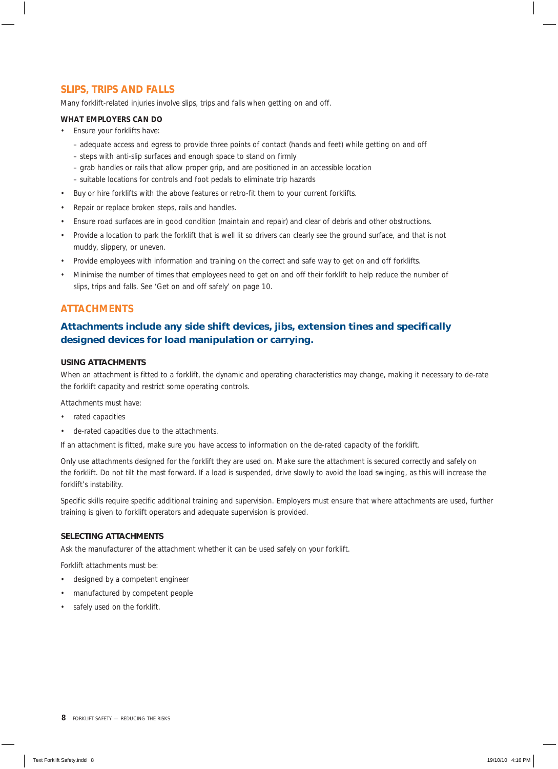## SLIPS, TRIPS AND FALLS

Many forklift-related injuries involve slips, trips and falls when getting on and off.

### WHAT EMPLOYERS CAN DO

- Ensure your forklifts have:
  - adequate access and egress to provide three points of contact (hands and feet) while getting on and off
  - steps with anti-slip surfaces and enough space to stand on firmly
  - grab handles or rails that allow proper grip, and are positioned in an accessible location
  - suitable locations for controls and foot pedals to eliminate trip hazards
- Buy or hire forklifts with the above features or retro-fit them to your current forklifts.
- Repair or replace broken steps, rails and handles.
- Ensure road surfaces are in good condition (maintain and repair) and clear of debris and other obstructions.
- Provide a location to park the forklift that is well lit so drivers can clearly see the ground surface, and that is not muddy, slippery, or uneven.
- Provide employees with information and training on the correct and safe way to get on and off forklifts.
- Minimise the number of times that employees need to get on and off their forklift to help reduce the number of slips, trips and falls. See 'Get on and off safely' on page 10.

## ATTACHMENTS

**Attachments include any side shift devices, jibs, extension tines and specifically designed devices for load manipulation or carrying.**

### USING ATTACHMENTS

When an attachment is fitted to a forklift, the dynamic and operating characteristics may change, making it necessary to de-rate the forklift capacity and restrict some operating controls.

Attachments must have:

- rated capacities
- de-rated capacities due to the attachments.

If an attachment is fitted, make sure you have access to information on the de-rated capacity of the forklift.

Only use attachments designed for the forklift they are used on. Make sure the attachment is secured correctly and safely on the forklift. Do not tilt the mast forward. If a load is suspended, drive slowly to avoid the load swinging, as this will increase the forklift's instability.

Specific skills require specific additional training and supervision. Employers must ensure that where attachments are used, further training is given to forklift operators and adequate supervision is provided.

### SELECTING ATTACHMENTS

Ask the manufacturer of the attachment whether it can be used safely on your forklift.

Forklift attachments must be:

- designed by a competent engineer
- manufactured by competent people
- safely used on the forklift.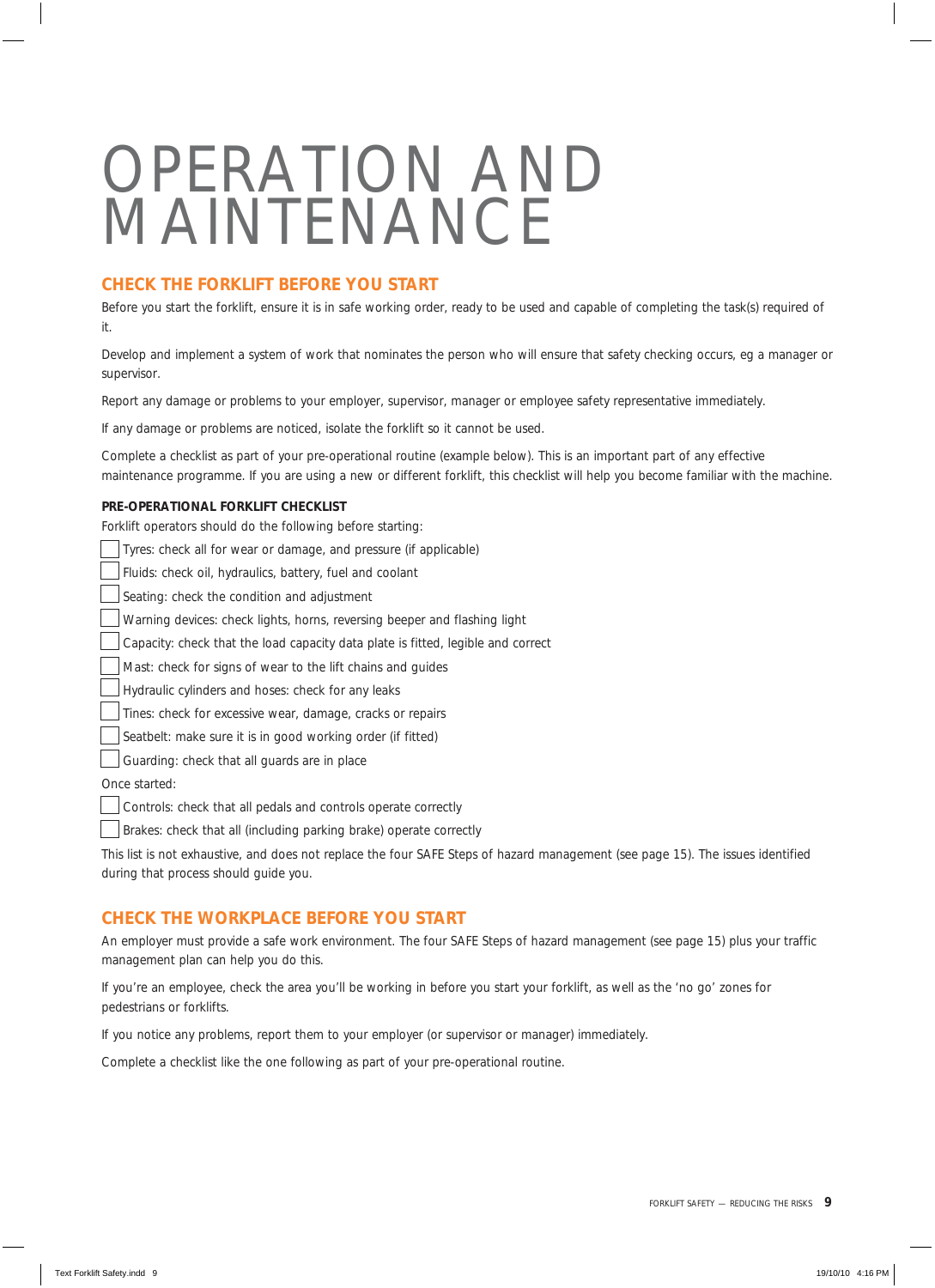# OPERATION AND MAINTENANCE

## CHECK THE FORKLIFT BEFORE YOU START

Before you start the forklift, ensure it is in safe working order, ready to be used and capable of completing the task(s) required of it.

Develop and implement a system of work that nominates the person who will ensure that safety checking occurs, eg a manager or supervisor.

Report any damage or problems to your employer, supervisor, manager or employee safety representative immediately.

If any damage or problems are noticed, isolate the forklift so it cannot be used.

Complete a checklist as part of your pre-operational routine (example below). This is an important part of any effective maintenance programme. If you are using a new or different forklift, this checklist will help you become familiar with the machine.

**PRE-OPERATIONAL FORKLIFT CHECKLIST**

Forklift operators should do the following before starting:

- [ ] Tyres: check all for wear or damage, and pressure (if applicable)
- [ ] Fluids: check oil, hydraulics, battery, fuel and coolant
- [ ] Seating: check the condition and adjustment
- [ ] Warning devices: check lights, horns, reversing beeper and flashing light
- [ ] Capacity: check that the load capacity data plate is fitted, legible and correct
- [ ] Mast: check for signs of wear to the lift chains and guides
- [ ] Hydraulic cylinders and hoses: check for any leaks
- [ ] Tines: check for excessive wear, damage, cracks or repairs
- [ ] Seatbelt: make sure it is in good working order (if fitted)
- [ ] Guarding: check that all guards are in place

Once started:

- [ ] Controls: check that all pedals and controls operate correctly
- [ ] Brakes: check that all (including parking brake) operate correctly

This list is not exhaustive, and does not replace the four SAFE Steps of hazard management (see page 15). The issues identified during that process should guide you.

## CHECK THE WORKPLACE BEFORE YOU START

An employer must provide a safe work environment. The four SAFE Steps of hazard management (see page 15) plus your traffic management plan can help you do this.

If you're an employee, check the area you'll be working in before you start your forklift, as well as the 'no go' zones for pedestrians or forklifts.

If you notice any problems, report them to your employer (or supervisor or manager) immediately.

Complete a checklist like the one following as part of your pre-operational routine.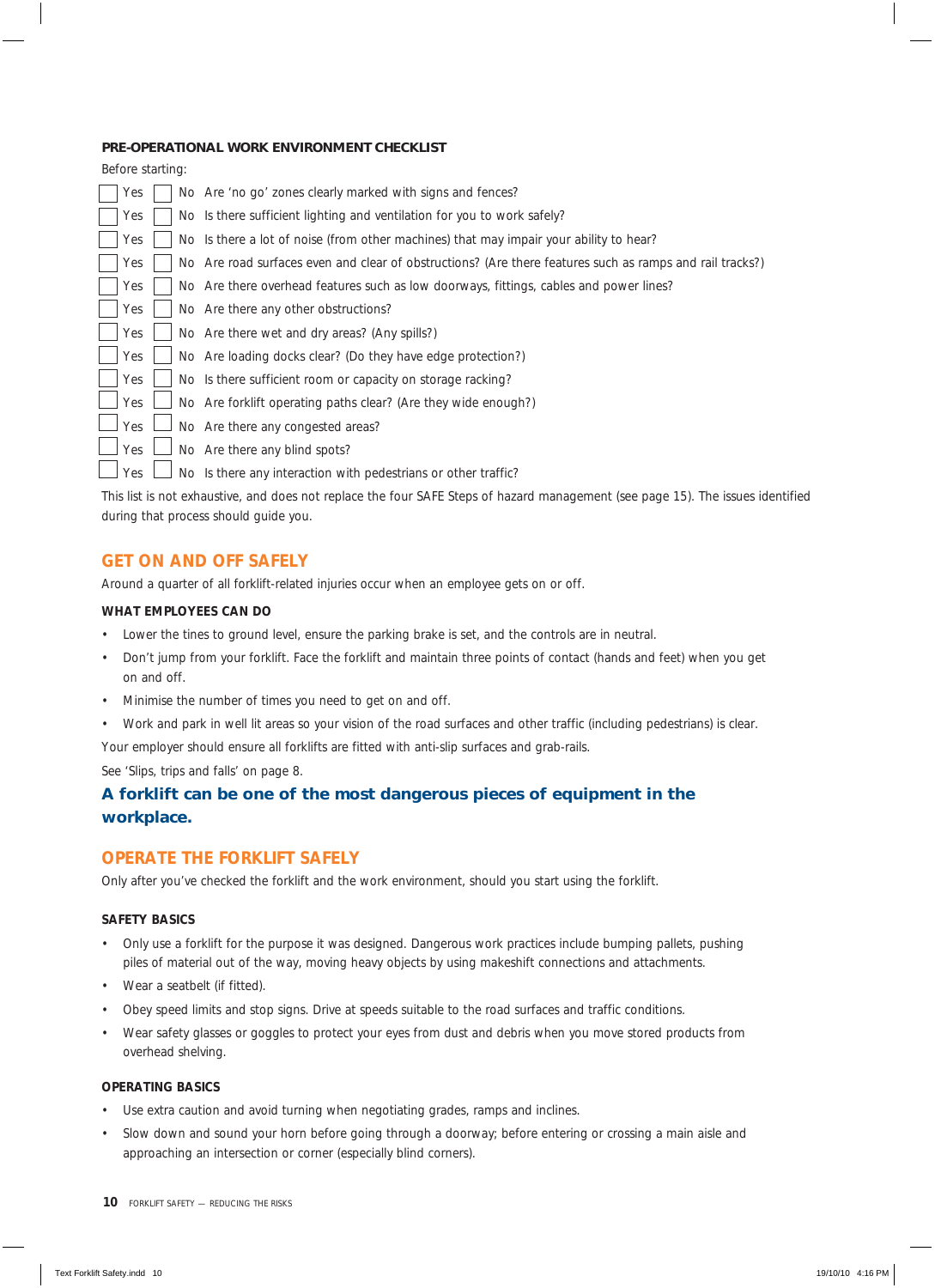**PRE-OPERATIONAL WORK ENVIRONMENT CHECKLIST**

Before starting:

- ☐ Yes ☐ No Are 'no go' zones clearly marked with signs and fences?
- ☐ Yes ☐ No Is there sufficient lighting and ventilation for you to work safely?
- ☐ Yes ☐ No Is there a lot of noise (from other machines) that may impair your ability to hear?
- ☐ Yes ☐ No Are road surfaces even and clear of obstructions? (Are there features such as ramps and rail tracks?)
- ☐ Yes ☐ No Are there overhead features such as low doorways, fittings, cables and power lines?
- ☐ Yes ☐ No Are there any other obstructions?
- ☐ Yes ☐ No Are there wet and dry areas? (Any spills?)
- ☐ Yes ☐ No Are loading docks clear? (Do they have edge protection?)
- ☐ Yes ☐ No Is there sufficient room or capacity on storage racking?
- ☐ Yes ☐ No Are forklift operating paths clear? (Are they wide enough?)
- ☐ Yes ☐ No Are there any congested areas?
- ☐ Yes ☐ No Are there any blind spots?
- ☐ Yes ☐ No Is there any interaction with pedestrians or other traffic?

This list is not exhaustive, and does not replace the four SAFE Steps of hazard management (see page 15). The issues identified during that process should guide you.

## GET ON AND OFF SAFELY

Around a quarter of all forklift-related injuries occur when an employee gets on or off.

**WHAT EMPLOYEES CAN DO**

- Lower the tines to ground level, ensure the parking brake is set, and the controls are in neutral.
- Don't jump from your forklift. Face the forklift and maintain three points of contact (hands and feet) when you get on and off.
- Minimise the number of times you need to get on and off.
- Work and park in well lit areas so your vision of the road surfaces and other traffic (including pedestrians) is clear.

Your employer should ensure all forklifts are fitted with anti-slip surfaces and grab-rails.

See 'Slips, trips and falls' on page 8.

**A forklift can be one of the most dangerous pieces of equipment in the workplace.**

## OPERATE THE FORKLIFT SAFELY

Only after you've checked the forklift and the work environment, should you start using the forklift.

**SAFETY BASICS**

- Only use a forklift for the purpose it was designed. Dangerous work practices include bumping pallets, pushing piles of material out of the way, moving heavy objects by using makeshift connections and attachments.
- Wear a seatbelt (if fitted).
- Obey speed limits and stop signs. Drive at speeds suitable to the road surfaces and traffic conditions.
- Wear safety glasses or goggles to protect your eyes from dust and debris when you move stored products from overhead shelving.

**OPERATING BASICS**

- Use extra caution and avoid turning when negotiating grades, ramps and inclines.
- Slow down and sound your horn before going through a doorway; before entering or crossing a main aisle and approaching an intersection or corner (especially blind corners).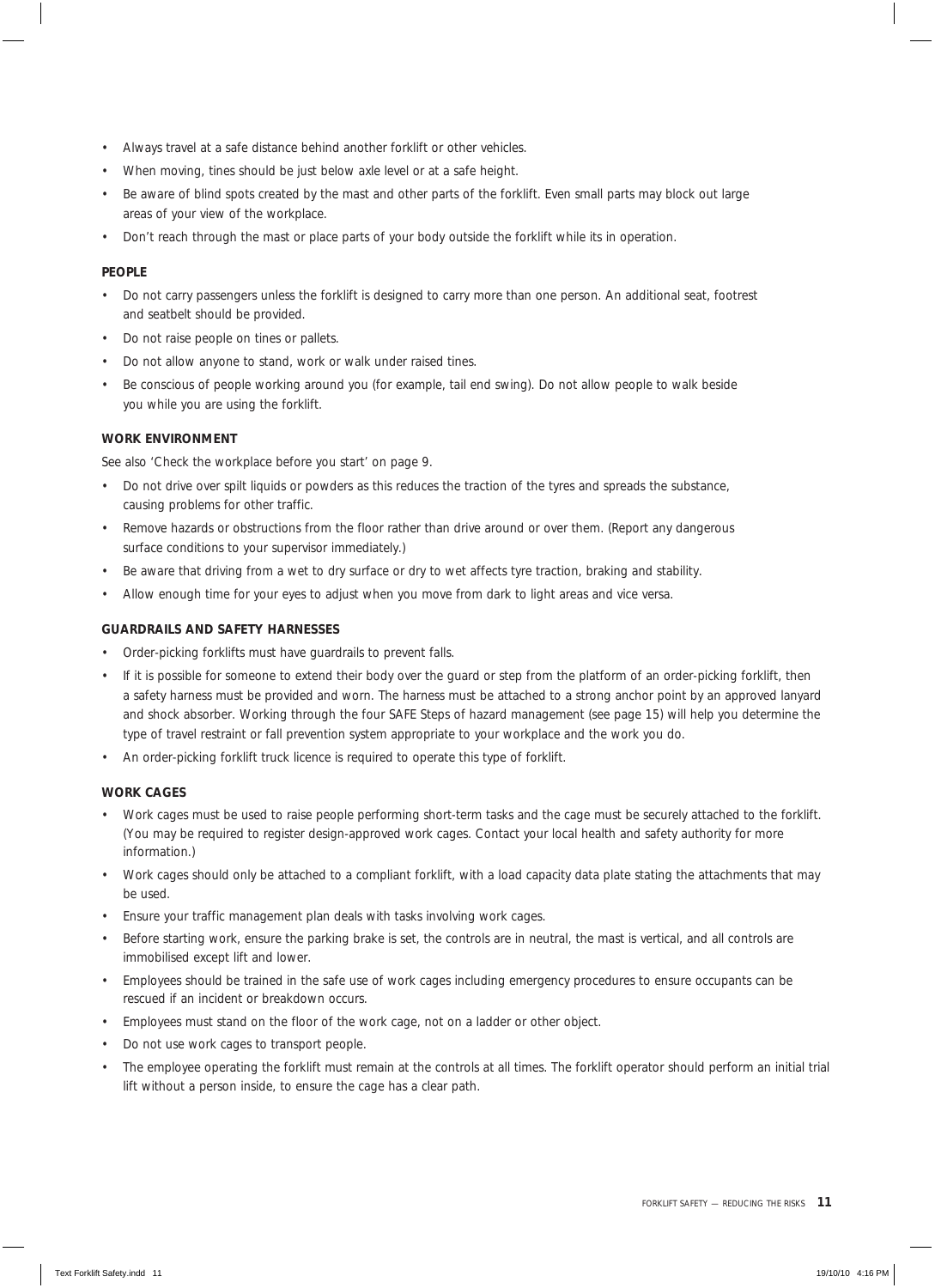- Always travel at a safe distance behind another forklift or other vehicles.
- When moving, tines should be just below axle level or at a safe height.
- Be aware of blind spots created by the mast and other parts of the forklift. Even small parts may block out large areas of your view of the workplace.
- Don't reach through the mast or place parts of your body outside the forklift while its in operation.

#### PEOPLE

- Do not carry passengers unless the forklift is designed to carry more than one person. An additional seat, footrest and seatbelt should be provided.
- Do not raise people on tines or pallets.
- Do not allow anyone to stand, work or walk under raised tines.
- Be conscious of people working around you (for example, tail end swing). Do not allow people to walk beside you while you are using the forklift.

#### WORK ENVIRONMENT

See also 'Check the workplace before you start' on page 9.

- Do not drive over spilt liquids or powders as this reduces the traction of the tyres and spreads the substance, causing problems for other traffic.
- Remove hazards or obstructions from the floor rather than drive around or over them. (Report any dangerous surface conditions to your supervisor immediately.)
- Be aware that driving from a wet to dry surface or dry to wet affects tyre traction, braking and stability.
- Allow enough time for your eyes to adjust when you move from dark to light areas and vice versa.

#### GUARDRAILS AND SAFETY HARNESSES

- Order-picking forklifts must have guardrails to prevent falls.
- If it is possible for someone to extend their body over the guard or step from the platform of an order-picking forklift, then a safety harness must be provided and worn. The harness must be attached to a strong anchor point by an approved lanyard and shock absorber. Working through the four SAFE Steps of hazard management (see page 15) will help you determine the type of travel restraint or fall prevention system appropriate to your workplace and the work you do.
- An order-picking forklift truck licence is required to operate this type of forklift.

#### WORK CAGES

- Work cages must be used to raise people performing short-term tasks and the cage must be securely attached to the forklift. (You may be required to register design-approved work cages. Contact your local health and safety authority for more information.)
- Work cages should only be attached to a compliant forklift, with a load capacity data plate stating the attachments that may be used.
- Ensure your traffic management plan deals with tasks involving work cages.
- Before starting work, ensure the parking brake is set, the controls are in neutral, the mast is vertical, and all controls are immobilised except lift and lower.
- Employees should be trained in the safe use of work cages including emergency procedures to ensure occupants can be rescued if an incident or breakdown occurs.
- Employees must stand on the floor of the work cage, not on a ladder or other object.
- Do not use work cages to transport people.
- The employee operating the forklift must remain at the controls at all times. The forklift operator should perform an initial trial lift without a person inside, to ensure the cage has a clear path.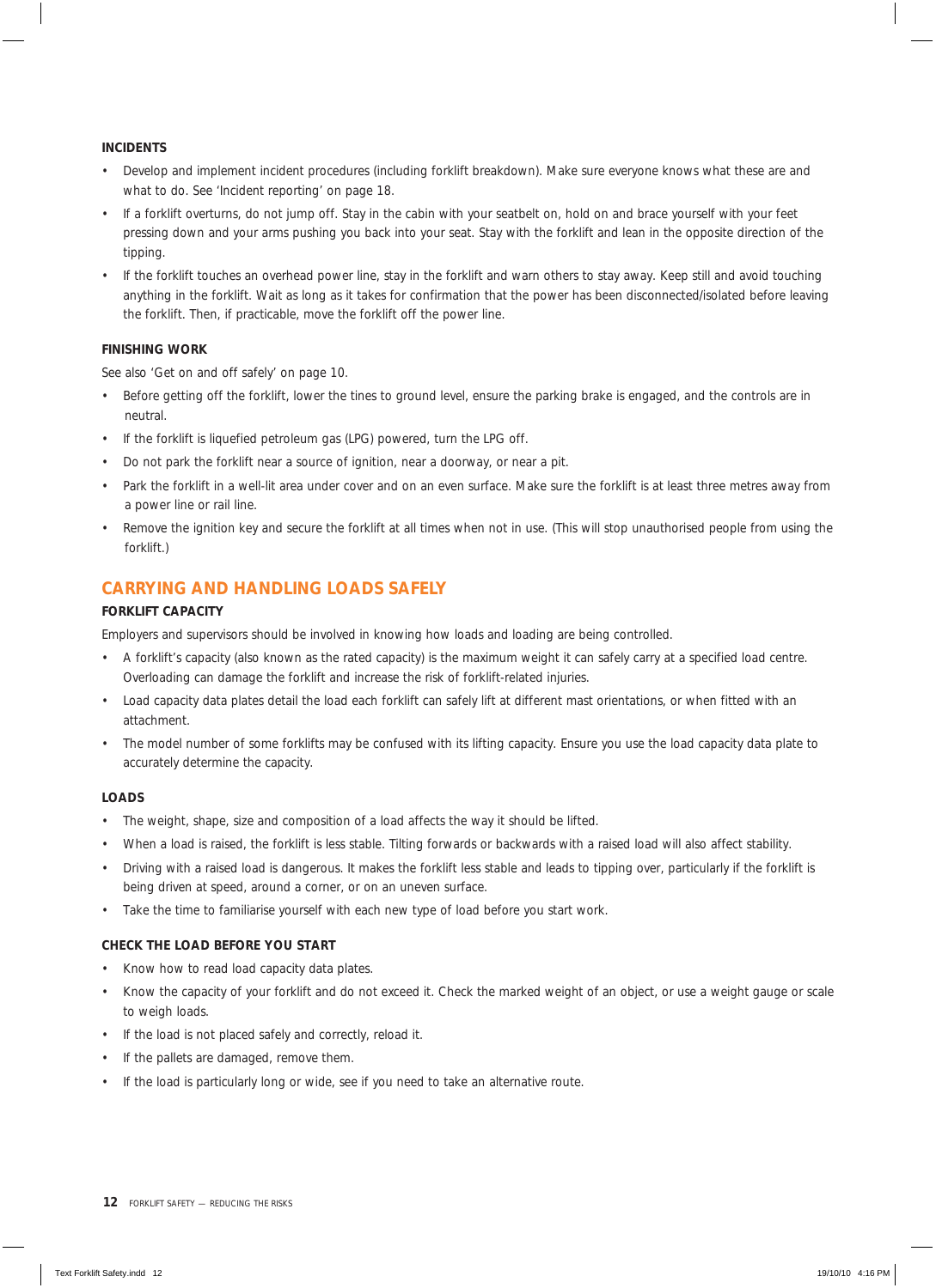### INCIDENTS

- Develop and implement incident procedures (including forklift breakdown). Make sure everyone knows what these are and what to do. See 'Incident reporting' on page 18.
- If a forklift overturns, do not jump off. Stay in the cabin with your seatbelt on, hold on and brace yourself with your feet pressing down and your arms pushing you back into your seat. Stay with the forklift and lean in the opposite direction of the tipping.
- If the forklift touches an overhead power line, stay in the forklift and warn others to stay away. Keep still and avoid touching anything in the forklift. Wait as long as it takes for confirmation that the power has been disconnected/isolated before leaving the forklift. Then, if practicable, move the forklift off the power line.

### FINISHING WORK

See also 'Get on and off safely' on page 10.

- Before getting off the forklift, lower the tines to ground level, ensure the parking brake is engaged, and the controls are in neutral.
- If the forklift is liquefied petroleum gas (LPG) powered, turn the LPG off.
- Do not park the forklift near a source of ignition, near a doorway, or near a pit.
- Park the forklift in a well-lit area under cover and on an even surface. Make sure the forklift is at least three metres away from a power line or rail line.
- Remove the ignition key and secure the forklift at all times when not in use. (This will stop unauthorised people from using the forklift.)

## CARRYING AND HANDLING LOADS SAFELY

### FORKLIFT CAPACITY

Employers and supervisors should be involved in knowing how loads and loading are being controlled.

- A forklift's capacity (also known as the rated capacity) is the maximum weight it can safely carry at a specified load centre. Overloading can damage the forklift and increase the risk of forklift-related injuries.
- Load capacity data plates detail the load each forklift can safely lift at different mast orientations, or when fitted with an attachment.
- The model number of some forklifts may be confused with its lifting capacity. Ensure you use the load capacity data plate to accurately determine the capacity.

### LOADS

- The weight, shape, size and composition of a load affects the way it should be lifted.
- When a load is raised, the forklift is less stable. Tilting forwards or backwards with a raised load will also affect stability.
- Driving with a raised load is dangerous. It makes the forklift less stable and leads to tipping over, particularly if the forklift is being driven at speed, around a corner, or on an uneven surface.
- Take the time to familiarise yourself with each new type of load before you start work.

### CHECK THE LOAD BEFORE YOU START

- Know how to read load capacity data plates.
- Know the capacity of your forklift and do not exceed it. Check the marked weight of an object, or use a weight gauge or scale to weigh loads.
- If the load is not placed safely and correctly, reload it.
- If the pallets are damaged, remove them.
- If the load is particularly long or wide, see if you need to take an alternative route.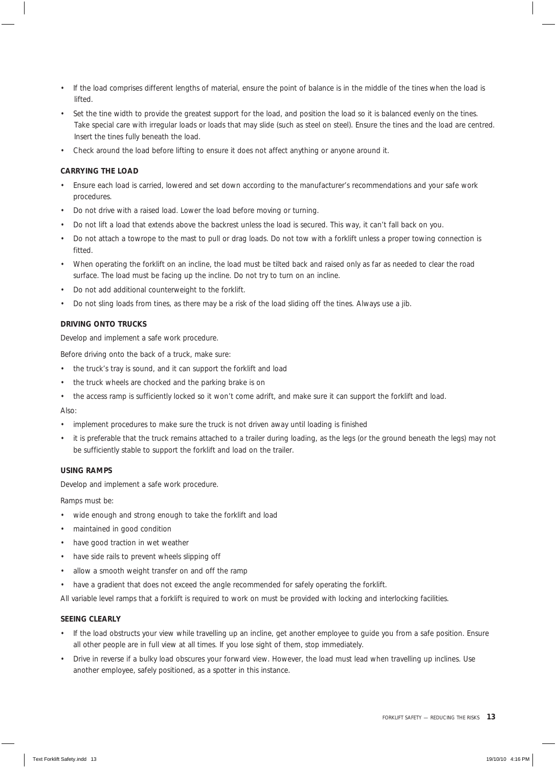- If the load comprises different lengths of material, ensure the point of balance is in the middle of the tines when the load is lifted.
- Set the tine width to provide the greatest support for the load, and position the load so it is balanced evenly on the tines. Take special care with irregular loads or loads that may slide (such as steel on steel). Ensure the tines and the load are centred. Insert the tines fully beneath the load.
- Check around the load before lifting to ensure it does not affect anything or anyone around it.

#### CARRYING THE LOAD

- Ensure each load is carried, lowered and set down according to the manufacturer's recommendations and your safe work procedures.
- Do not drive with a raised load. Lower the load before moving or turning.
- Do not lift a load that extends above the backrest unless the load is secured. This way, it can't fall back on you.
- Do not attach a towrope to the mast to pull or drag loads. Do not tow with a forklift unless a proper towing connection is fitted.
- When operating the forklift on an incline, the load must be tilted back and raised only as far as needed to clear the road surface. The load must be facing up the incline. Do not try to turn on an incline.
- Do not add additional counterweight to the forklift.
- Do not sling loads from tines, as there may be a risk of the load sliding off the tines. Always use a jib.

#### DRIVING ONTO TRUCKS

Develop and implement a safe work procedure.

Before driving onto the back of a truck, make sure:

- the truck's tray is sound, and it can support the forklift and load
- the truck wheels are chocked and the parking brake is on
- the access ramp is sufficiently locked so it won't come adrift, and make sure it can support the forklift and load.

Also:

- implement procedures to make sure the truck is not driven away until loading is finished
- it is preferable that the truck remains attached to a trailer during loading, as the legs (or the ground beneath the legs) may not be sufficiently stable to support the forklift and load on the trailer.

#### USING RAMPS

Develop and implement a safe work procedure.

Ramps must be:

- wide enough and strong enough to take the forklift and load
- maintained in good condition
- have good traction in wet weather
- have side rails to prevent wheels slipping off
- allow a smooth weight transfer on and off the ramp
- have a gradient that does not exceed the angle recommended for safely operating the forklift.

All variable level ramps that a forklift is required to work on must be provided with locking and interlocking facilities.

#### SEEING CLEARLY

- If the load obstructs your view while travelling up an incline, get another employee to guide you from a safe position. Ensure all other people are in full view at all times. If you lose sight of them, stop immediately.
- Drive in reverse if a bulky load obscures your forward view. However, the load must lead when travelling up inclines. Use another employee, safely positioned, as a spotter in this instance.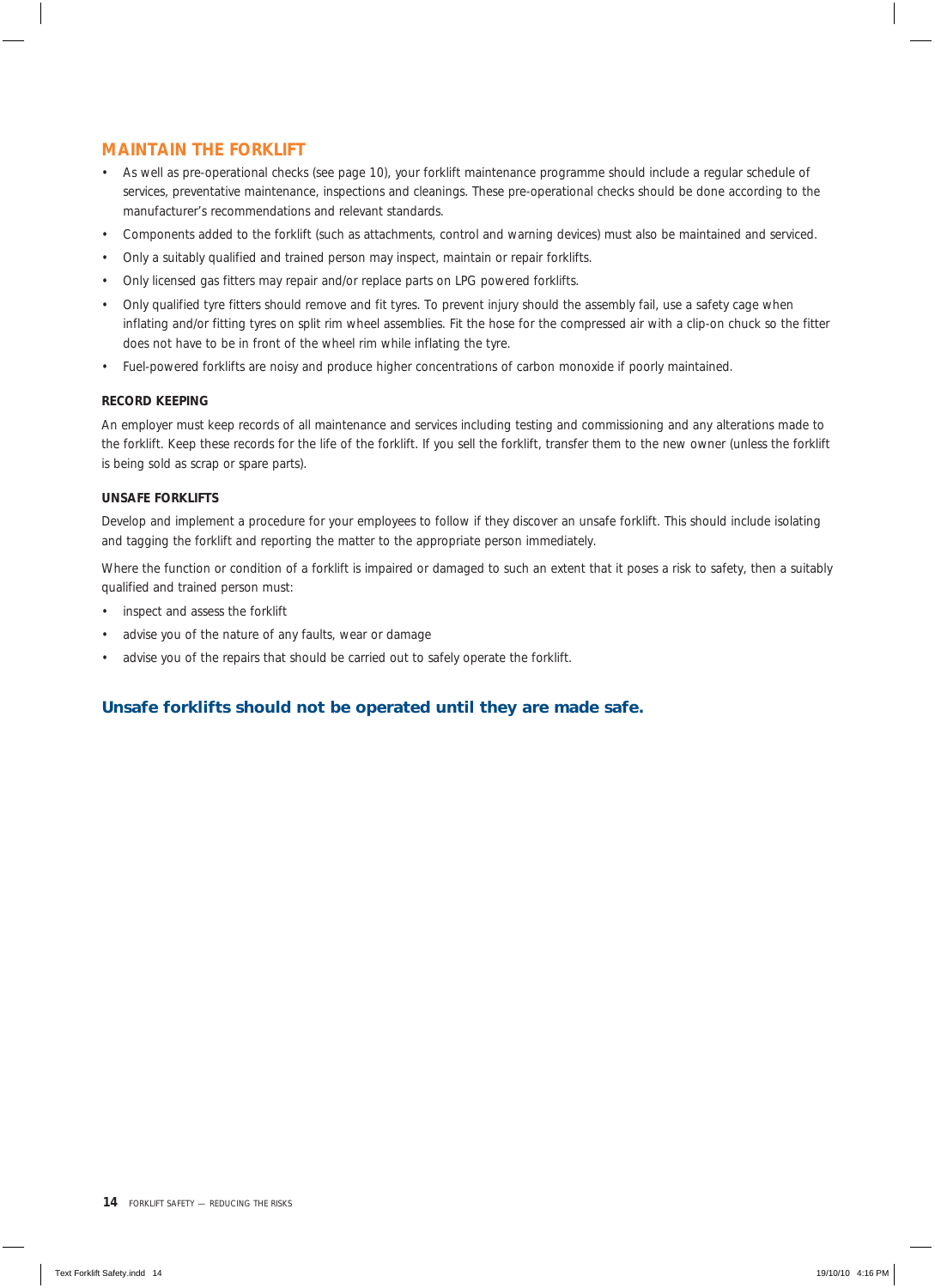## MAINTAIN THE FORKLIFT

- As well as pre-operational checks (see page 10), your forklift maintenance programme should include a regular schedule of services, preventative maintenance, inspections and cleanings. These pre-operational checks should be done according to the manufacturer's recommendations and relevant standards.
- Components added to the forklift (such as attachments, control and warning devices) must also be maintained and serviced.
- Only a suitably qualified and trained person may inspect, maintain or repair forklifts.
- Only licensed gas fitters may repair and/or replace parts on LPG powered forklifts.
- Only qualified tyre fitters should remove and fit tyres. To prevent injury should the assembly fail, use a safety cage when inflating and/or fitting tyres on split rim wheel assemblies. Fit the hose for the compressed air with a clip-on chuck so the fitter does not have to be in front of the wheel rim while inflating the tyre.
- Fuel-powered forklifts are noisy and produce higher concentrations of carbon monoxide if poorly maintained.

### RECORD KEEPING

An employer must keep records of all maintenance and services including testing and commissioning and any alterations made to the forklift. Keep these records for the life of the forklift. If you sell the forklift, transfer them to the new owner (unless the forklift is being sold as scrap or spare parts).

### UNSAFE FORKLIFTS

Develop and implement a procedure for your employees to follow if they discover an unsafe forklift. This should include isolating and tagging the forklift and reporting the matter to the appropriate person immediately.

Where the function or condition of a forklift is impaired or damaged to such an extent that it poses a risk to safety, then a suitably qualified and trained person must:

- inspect and assess the forklift
- advise you of the nature of any faults, wear or damage
- advise you of the repairs that should be carried out to safely operate the forklift.

**Unsafe forklifts should not be operated until they are made safe.**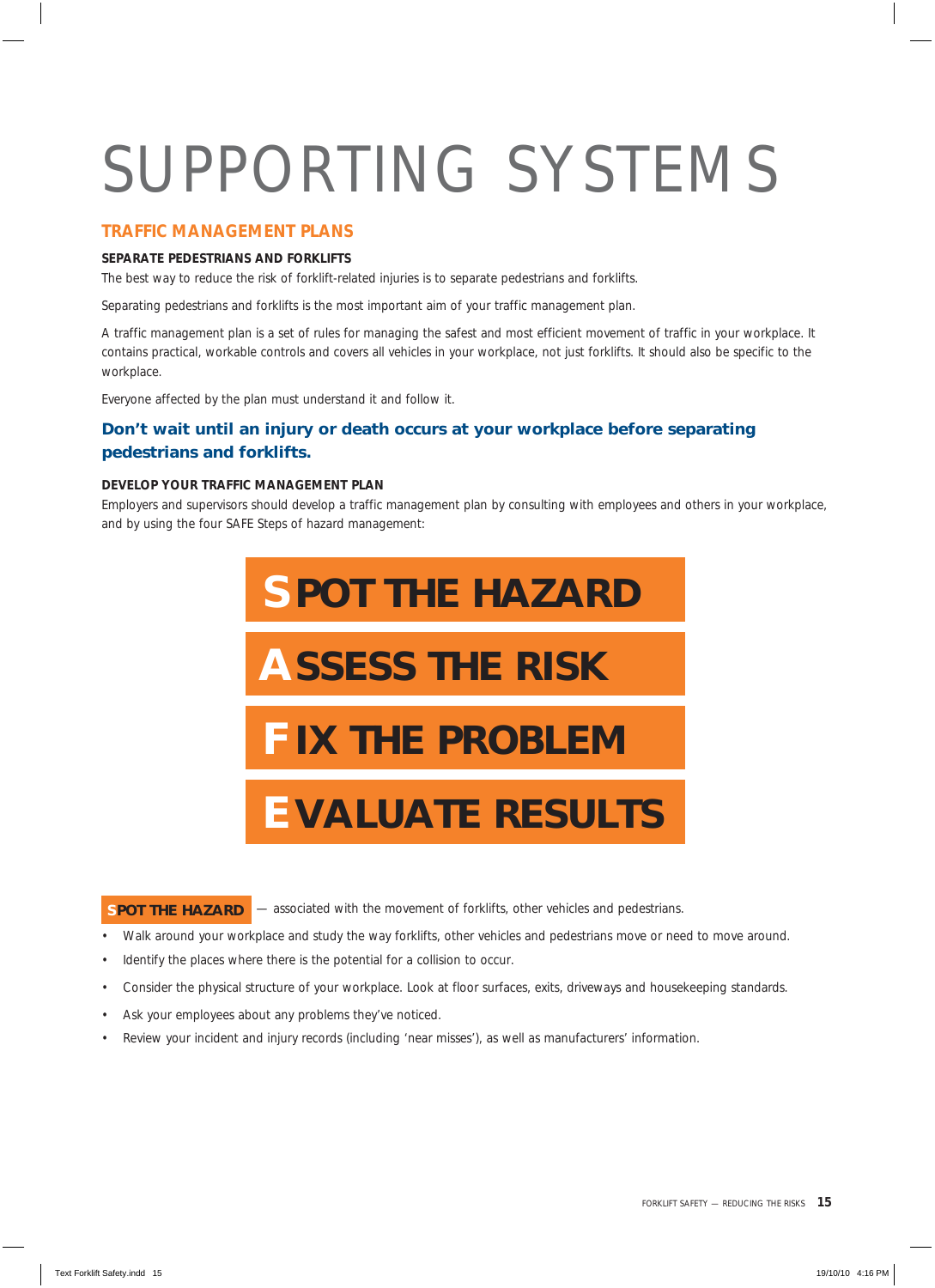# SUPPORTING SYSTEMS

## TRAFFIC MANAGEMENT PLANS

### SEPARATE PEDESTRIANS AND FORKLIFTS

The best way to reduce the risk of forklift-related injuries is to separate pedestrians and forklifts.

Separating pedestrians and forklifts is the most important aim of your traffic management plan.

A traffic management plan is a set of rules for managing the safest and most efficient movement of traffic in your workplace. It contains practical, workable controls and covers all vehicles in your workplace, not just forklifts. It should also be specific to the workplace.

Everyone affected by the plan must understand it and follow it.

**Don't wait until an injury or death occurs at your workplace before separating pedestrians and forklifts.**

### DEVELOP YOUR TRAFFIC MANAGEMENT PLAN

Employers and supervisors should develop a traffic management plan by consulting with employees and others in your workplace, and by using the four SAFE Steps of hazard management:

**SPOT THE HAZARD**

**ASSESS THE RISK**

**FIX THE PROBLEM**

**EVALUATE RESULTS**

**SPOT THE HAZARD** — associated with the movement of forklifts, other vehicles and pedestrians.

- Walk around your workplace and study the way forklifts, other vehicles and pedestrians move or need to move around.
- Identify the places where there is the potential for a collision to occur.
- Consider the physical structure of your workplace. Look at floor surfaces, exits, driveways and housekeeping standards.
- Ask your employees about any problems they've noticed.
- Review your incident and injury records (including 'near misses'), as well as manufacturers' information.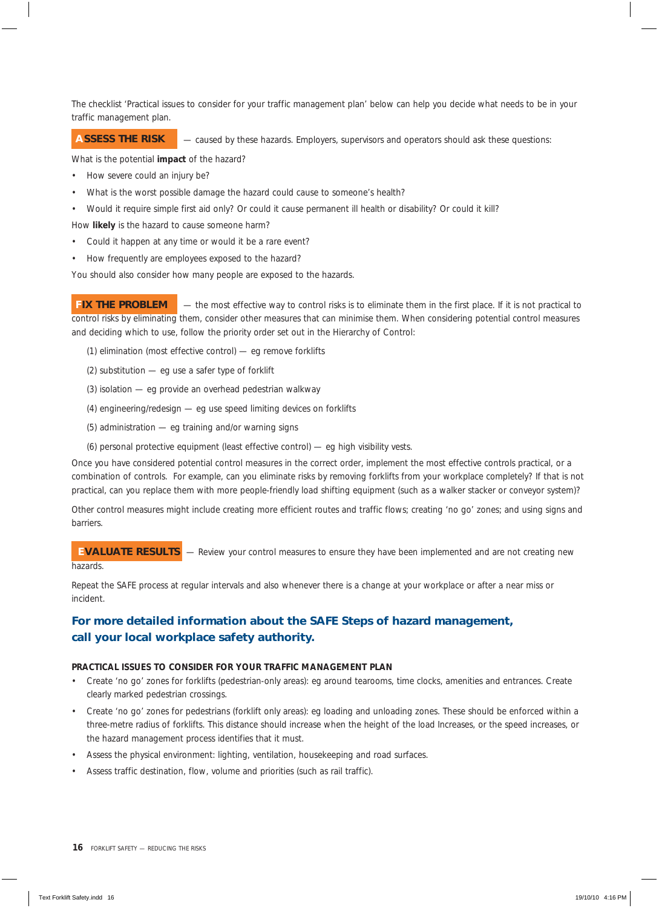The checklist 'Practical issues to consider for your traffic management plan' below can help you decide what needs to be in your traffic management plan.

**ASSESS THE RISK** — caused by these hazards. Employers, supervisors and operators should ask these questions:

What is the potential **impact** of the hazard?

- How severe could an injury be?
- What is the worst possible damage the hazard could cause to someone's health?
- Would it require simple first aid only? Or could it cause permanent ill health or disability? Or could it kill?

How **likely** is the hazard to cause someone harm?

- Could it happen at any time or would it be a rare event?
- How frequently are employees exposed to the hazard?

You should also consider how many people are exposed to the hazards.

**FIX THE PROBLEM** — the most effective way to control risks is to eliminate them in the first place. If it is not practical to control risks by eliminating them, consider other measures that can minimise them. When considering potential control measures and deciding which to use, follow the priority order set out in the Hierarchy of Control:

(1) elimination (most effective control) — eg remove forklifts

(2) substitution — eg use a safer type of forklift

(3) isolation — eg provide an overhead pedestrian walkway

(4) engineering/redesign — eg use speed limiting devices on forklifts

(5) administration — eg training and/or warning signs

(6) personal protective equipment (least effective control) — eg high visibility vests.

Once you have considered potential control measures in the correct order, implement the most effective controls practical, or a combination of controls. For example, can you eliminate risks by removing forklifts from your workplace completely? If that is not practical, can you replace them with more people-friendly load shifting equipment (such as a walker stacker or conveyor system)?

Other control measures might include creating more efficient routes and traffic flows; creating 'no go' zones; and using signs and barriers.

**EVALUATE RESULTS** — Review your control measures to ensure they have been implemented and are not creating new hazards.

Repeat the SAFE process at regular intervals and also whenever there is a change at your workplace or after a near miss or incident.

**For more detailed information about the SAFE Steps of hazard management, call your local workplace safety authority.**

**PRACTICAL ISSUES TO CONSIDER FOR YOUR TRAFFIC MANAGEMENT PLAN**

- Create 'no go' zones for forklifts (pedestrian-only areas): eg around tearooms, time clocks, amenities and entrances. Create clearly marked pedestrian crossings.
- Create 'no go' zones for pedestrians (forklift only areas): eg loading and unloading zones. These should be enforced within a three-metre radius of forklifts. This distance should increase when the height of the load Increases, or the speed increases, or the hazard management process identifies that it must.
- Assess the physical environment: lighting, ventilation, housekeeping and road surfaces.
- Assess traffic destination, flow, volume and priorities (such as rail traffic).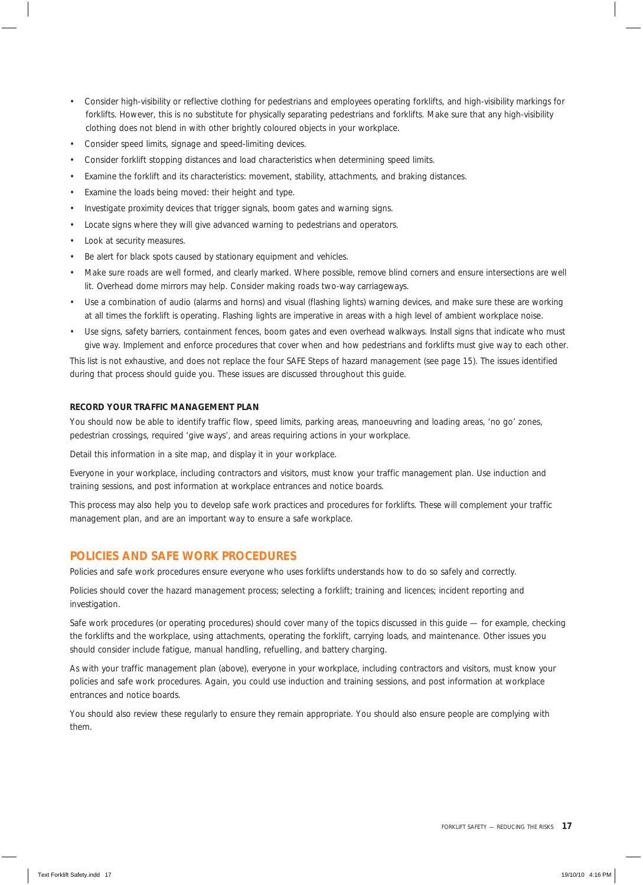- Consider high-visibility or reflective clothing for pedestrians and employees operating forklifts, and high-visibility markings for forklifts. However, this is no substitute for physically separating pedestrians and forklifts. Make sure that any high-visibility clothing does not blend in with other brightly coloured objects in your workplace.
- Consider speed limits, signage and speed-limiting devices.
- Consider forklift stopping distances and load characteristics when determining speed limits.
- Examine the forklift and its characteristics: movement, stability, attachments, and braking distances.
- Examine the loads being moved: their height and type.
- Investigate proximity devices that trigger signals, boom gates and warning signs.
- Locate signs where they will give advanced warning to pedestrians and operators.
- Look at security measures.
- Be alert for black spots caused by stationary equipment and vehicles.
- Make sure roads are well formed, and clearly marked. Where possible, remove blind corners and ensure intersections are well lit. Overhead dome mirrors may help. Consider making roads two-way carriageways.
- Use a combination of audio (alarms and horns) and visual (flashing lights) warning devices, and make sure these are working at all times the forklift is operating. Flashing lights are imperative in areas with a high level of ambient workplace noise.
- Use signs, safety barriers, containment fences, boom gates and even overhead walkways. Install signs that indicate who must give way. Implement and enforce procedures that cover when and how pedestrians and forklifts must give way to each other.

This list is not exhaustive, and does not replace the four SAFE Steps of hazard management (see page 15). The issues identified during that process should guide you. These issues are discussed throughout this guide.

### RECORD YOUR TRAFFIC MANAGEMENT PLAN

You should now be able to identify traffic flow, speed limits, parking areas, manoeuvring and loading areas, 'no go' zones, pedestrian crossings, required 'give ways', and areas requiring actions in your workplace.

Detail this information in a site map, and display it in your workplace.

Everyone in your workplace, including contractors and visitors, must know your traffic management plan. Use induction and training sessions, and post information at workplace entrances and notice boards.

This process may also help you to develop safe work practices and procedures for forklifts. These will complement your traffic management plan, and are an important way to ensure a safe workplace.

## POLICIES AND SAFE WORK PROCEDURES

Policies and safe work procedures ensure everyone who uses forklifts understands how to do so safely and correctly.

Policies should cover the hazard management process; selecting a forklift; training and licences; incident reporting and investigation.

Safe work procedures (or operating procedures) should cover many of the topics discussed in this guide — for example, checking the forklifts and the workplace, using attachments, operating the forklift, carrying loads, and maintenance. Other issues you should consider include fatigue, manual handling, refuelling, and battery charging.

As with your traffic management plan (above), everyone in your workplace, including contractors and visitors, must know your policies and safe work procedures. Again, you could use induction and training sessions, and post information at workplace entrances and notice boards.

You should also review these regularly to ensure they remain appropriate. You should also ensure people are complying with them.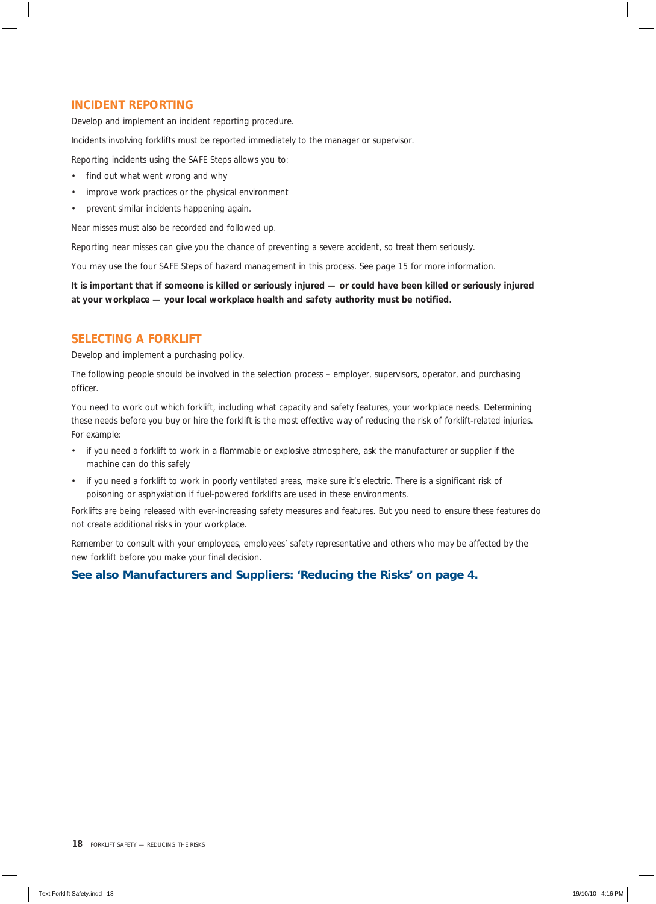## INCIDENT REPORTING

Develop and implement an incident reporting procedure.

Incidents involving forklifts must be reported immediately to the manager or supervisor.

Reporting incidents using the SAFE Steps allows you to:

- find out what went wrong and why
- improve work practices or the physical environment
- prevent similar incidents happening again.

Near misses must also be recorded and followed up.

Reporting near misses can give you the chance of preventing a severe accident, so treat them seriously.

You may use the four SAFE Steps of hazard management in this process. See page 15 for more information.

**It is important that if someone is killed or seriously injured — or could have been killed or seriously injured at your workplace — your local workplace health and safety authority must be notified.**

## SELECTING A FORKLIFT

Develop and implement a purchasing policy.

The following people should be involved in the selection process – employer, supervisors, operator, and purchasing officer.

You need to work out which forklift, including what capacity and safety features, your workplace needs. Determining these needs before you buy or hire the forklift is the most effective way of reducing the risk of forklift-related injuries. For example:

- if you need a forklift to work in a flammable or explosive atmosphere, ask the manufacturer or supplier if the machine can do this safely
- if you need a forklift to work in poorly ventilated areas, make sure it's electric. There is a significant risk of poisoning or asphyxiation if fuel-powered forklifts are used in these environments.

Forklifts are being released with ever-increasing safety measures and features. But you need to ensure these features do not create additional risks in your workplace.

Remember to consult with your employees, employees' safety representative and others who may be affected by the new forklift before you make your final decision.

**See also Manufacturers and Suppliers: 'Reducing the Risks' on page 4.**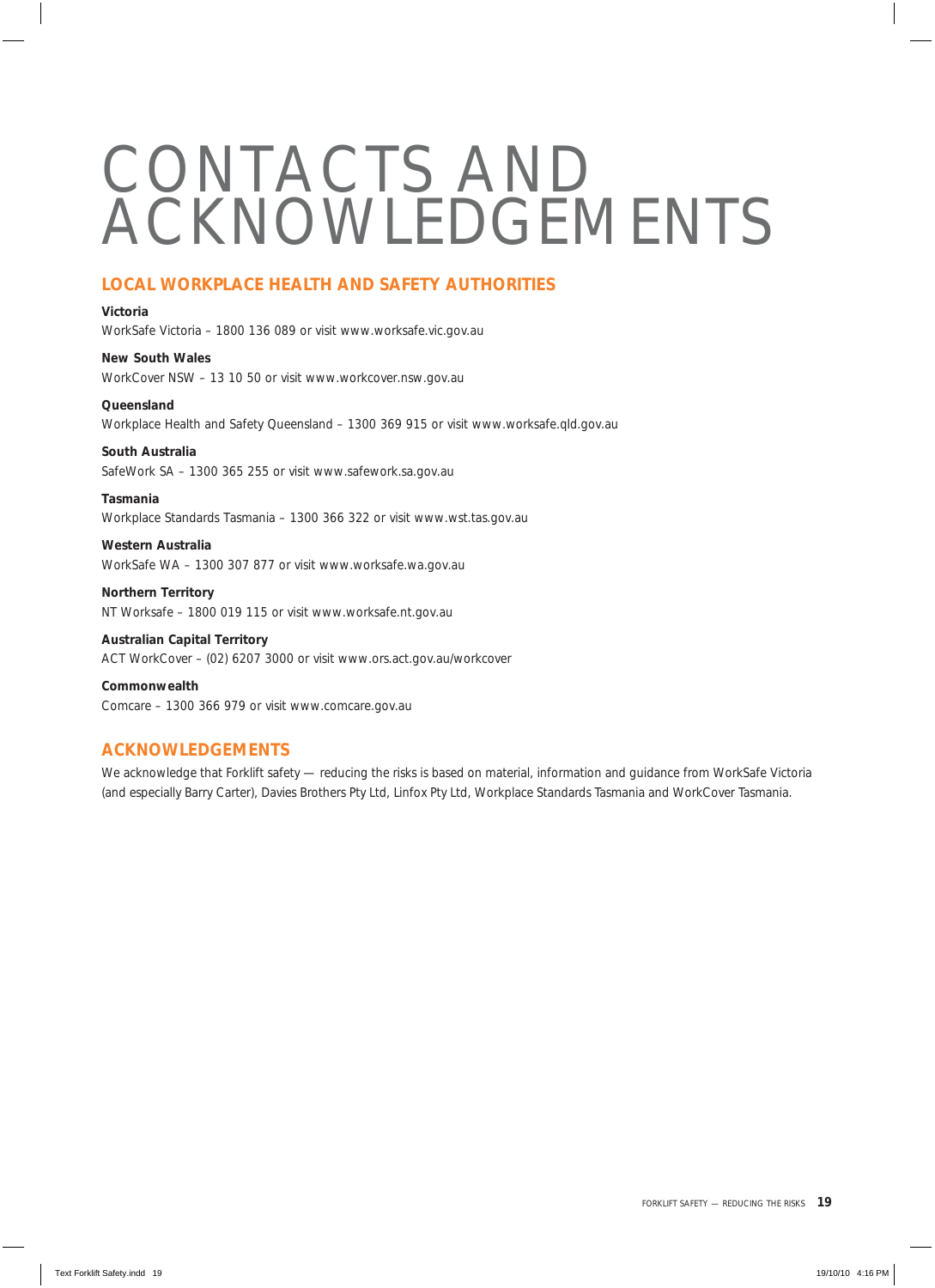# CONTACTS AND ACKNOWLEDGEMENTS

## LOCAL WORKPLACE HEALTH AND SAFETY AUTHORITIES

**Victoria**
WorkSafe Victoria – 1800 136 089 or visit www.worksafe.vic.gov.au

**New South Wales**
WorkCover NSW – 13 10 50 or visit www.workcover.nsw.gov.au

**Queensland**
Workplace Health and Safety Queensland – 1300 369 915 or visit www.worksafe.qld.gov.au

**South Australia**
SafeWork SA – 1300 365 255 or visit www.safework.sa.gov.au

**Tasmania**
Workplace Standards Tasmania – 1300 366 322 or visit www.wst.tas.gov.au

**Western Australia**
WorkSafe WA – 1300 307 877 or visit www.worksafe.wa.gov.au

**Northern Territory**
NT Worksafe – 1800 019 115 or visit www.worksafe.nt.gov.au

**Australian Capital Territory**
ACT WorkCover – (02) 6207 3000 or visit www.ors.act.gov.au/workcover

**Commonwealth**
Comcare – 1300 366 979 or visit www.comcare.gov.au

## ACKNOWLEDGEMENTS

We acknowledge that Forklift safety — reducing the risks is based on material, information and guidance from WorkSafe Victoria (and especially Barry Carter), Davies Brothers Pty Ltd, Linfox Pty Ltd, Workplace Standards Tasmania and WorkCover Tasmania.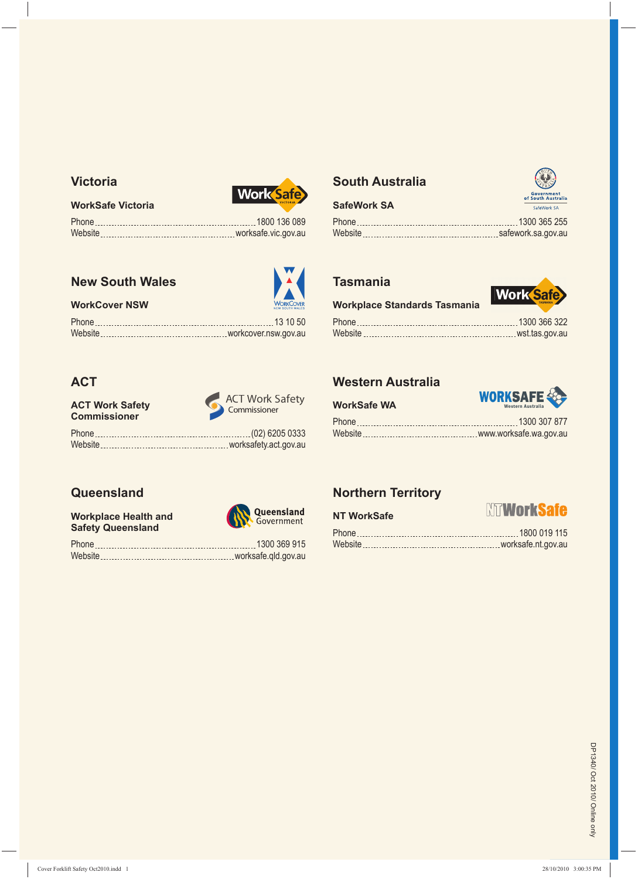## Victoria

### WorkSafe Victoria

Phone ........ 1800 136 089
Website ........ worksafe.vic.gov.au

## South Australia

### SafeWork SA

Phone ........ 1300 365 255
Website ........ safework.sa.gov.au

## New South Wales

### WorkCover NSW

Phone ........ 13 10 50
Website ........ workcover.nsw.gov.au

## Tasmania

### Workplace Standards Tasmania

Phone ........ 1300 366 322
Website ........ wst.tas.gov.au

## ACT

### ACT Work Safety Commissioner

Phone ........ (02) 6205 0333
Website ........ worksafety.act.gov.au

## Western Australia

### WorkSafe WA

Phone ........ 1300 307 877
Website ........ www.worksafe.wa.gov.au

## Queensland

### Workplace Health and Safety Queensland

Phone ........ 1300 369 915
Website ........ worksafe.qld.gov.au

## Northern Territory

### NT WorkSafe

Phone ........ 1800 019 115
Website ........ worksafe.nt.gov.au

DP1340/ Oct 2010/ Online only